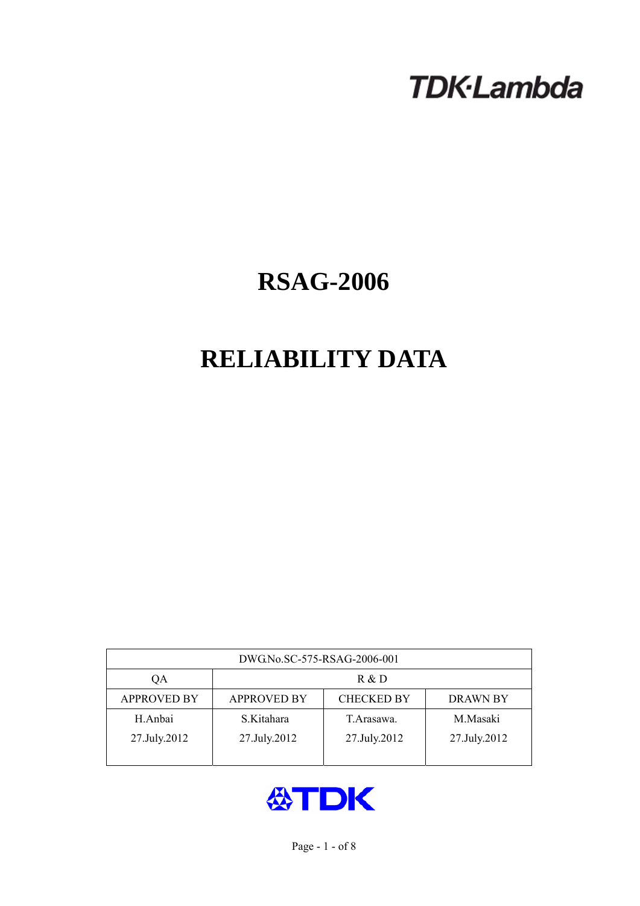TDK-Lambda

# RSAG-2006

# RELIABILITY DATA

| DWG.No.SC-575-RSAG-2006-001 | | | |
|---|---|---|---|
| QA | R & D | | |
| APPROVED BY | APPROVED BY | CHECKED BY | DRAWN BY |
| H.Anbai<br>27.July.2012 | S.Kitahara<br>27.July.2012 | T.Arasawa.<br>27.July.2012 | M.Masaki<br>27.July.2012 |

TDK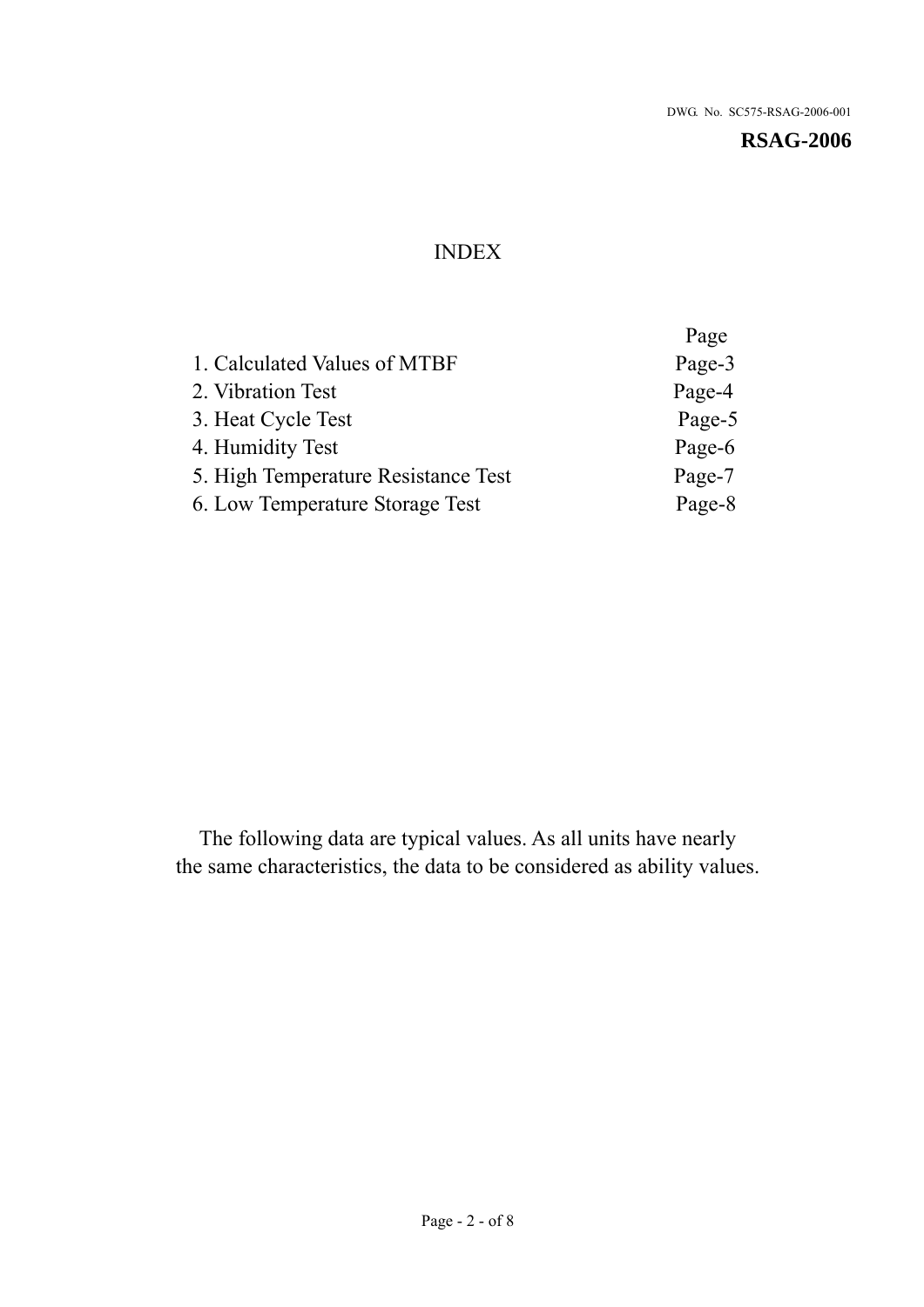DWG. No. SC575-RSAG-2006-001

**RSAG-2006**

# INDEX

| | Page |
|---|---|
| 1. Calculated Values of MTBF | Page-3 |
| 2. Vibration Test | Page-4 |
| 3. Heat Cycle Test | Page-5 |
| 4. Humidity Test | Page-6 |
| 5. High Temperature Resistance Test | Page-7 |
| 6. Low Temperature Storage Test | Page-8 |

The following data are typical values. As all units have nearly the same characteristics, the data to be considered as ability values.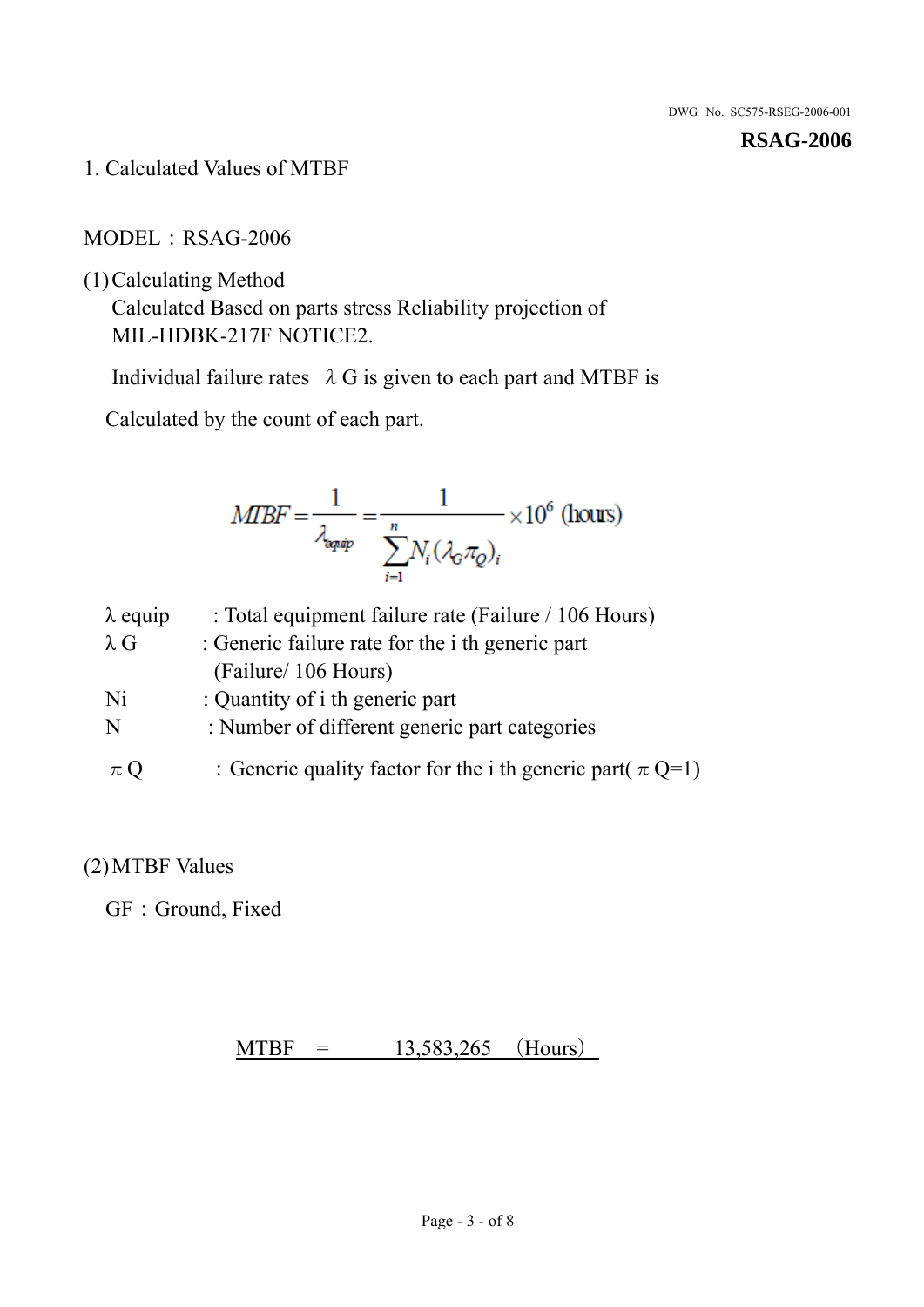**RSAG-2006**

1. Calculated Values of MTBF

MODEL：RSAG-2006

(1) Calculating Method

Calculated Based on parts stress Reliability projection of MIL-HDBK-217F NOTICE2.

Individual failure rates $\lambda$ G is given to each part and MTBF is

Calculated by the count of each part.

$$MTBF = \frac{1}{\lambda_{equip}} = \frac{1}{\sum_{i=1}^{n} N_i (\lambda_G \pi_Q)_i} \times 10^6 \text{ (hours)}$$

$\lambda$ equip : Total equipment failure rate (Failure / 106 Hours)

$\lambda$ G : Generic failure rate for the i th generic part (Failure/ 106 Hours)

Ni : Quantity of i th generic part

N : Number of different generic part categories

$\pi$ Q ：Generic quality factor for the i th generic part( $\pi$ Q=1)

(2) MTBF Values

GF：Ground, Fixed

MTBF = 13,583,265 （Hours）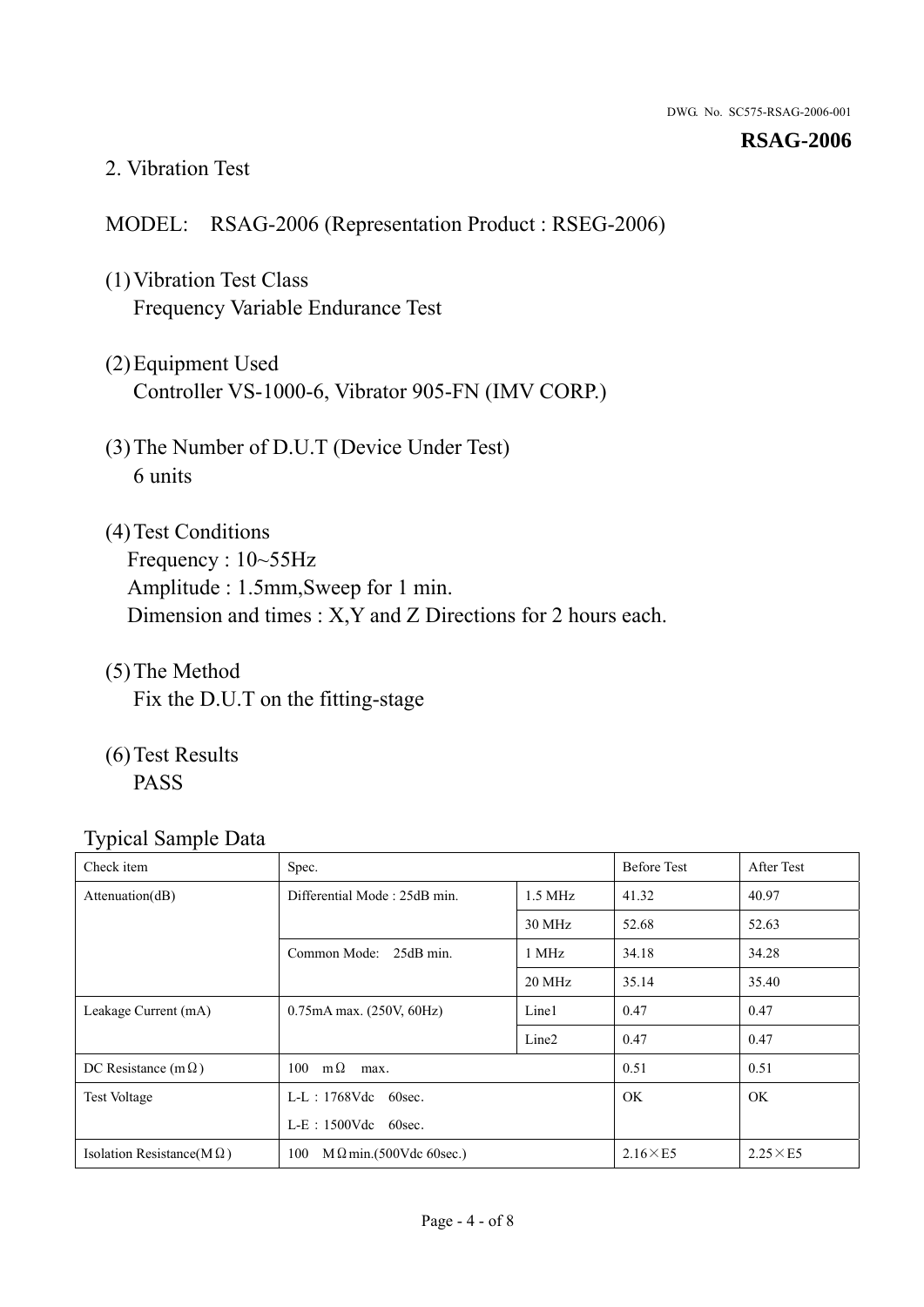DWG. No. SC575-RSAG-2006-001

**RSAG-2006**

## 2. Vibration Test

MODEL: RSAG-2006 (Representation Product : RSEG-2006)

(1) Vibration Test Class
Frequency Variable Endurance Test

(2) Equipment Used
Controller VS-1000-6, Vibrator 905-FN (IMV CORP.)

(3) The Number of D.U.T (Device Under Test)
6 units

(4) Test Conditions
Frequency : 10~55Hz
Amplitude : 1.5mm,Sweep for 1 min.
Dimension and times : X,Y and Z Directions for 2 hours each.

(5) The Method
Fix the D.U.T on the fitting-stage

(6) Test Results
PASS

Typical Sample Data

| Check item | Spec. | | Before Test | After Test |
|---|---|---|---|---|
| Attenuation(dB) | Differential Mode : 25dB min. | 1.5 MHz | 41.32 | 40.97 |
| | | 30 MHz | 52.68 | 52.63 |
| | Common Mode: 25dB min. | 1 MHz | 34.18 | 34.28 |
| | | 20 MHz | 35.14 | 35.40 |
| Leakage Current (mA) | 0.75mA max. (250V, 60Hz) | Line1 | 0.47 | 0.47 |
| | | Line2 | 0.47 | 0.47 |
| DC Resistance (mΩ) | 100 mΩ max. | | 0.51 | 0.51 |
| Test Voltage | L-L：1768Vdc 60sec.<br>L-E：1500Vdc 60sec. | | OK | OK |
| Isolation Resistance(MΩ) | 100 MΩmin.(500Vdc 60sec.) | | 2.16×E5 | 2.25×E5 |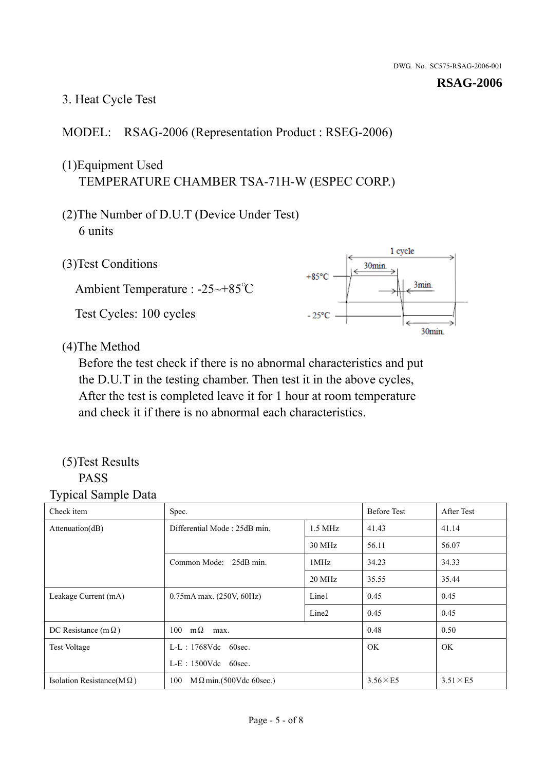DWG. No. SC575-RSAG-2006-001

**RSAG-2006**

3. Heat Cycle Test

MODEL: RSAG-2006 (Representation Product : RSEG-2006)

(1)Equipment Used
TEMPERATURE CHAMBER TSA-71H-W (ESPEC CORP.)

(2)The Number of D.U.T (Device Under Test)
6 units

(3)Test Conditions

Ambient Temperature : -25~+85℃

Test Cycles: 100 cycles

(4)The Method
Before the test check if there is no abnormal characteristics and put the D.U.T in the testing chamber. Then test it in the above cycles, After the test is completed leave it for 1 hour at room temperature and check it if there is no abnormal each characteristics.

(5)Test Results
PASS

Typical Sample Data

| Check item | Spec. | | Before Test | After Test |
|---|---|---|---|---|
| Attenuation(dB) | Differential Mode : 25dB min. | 1.5 MHz | 41.43 | 41.14 |
| | | 30 MHz | 56.11 | 56.07 |
| | Common Mode: 25dB min. | 1MHz | 34.23 | 34.33 |
| | | 20 MHz | 35.55 | 35.44 |
| Leakage Current (mA) | 0.75mA max. (250V, 60Hz) | Line1 | 0.45 | 0.45 |
| | | Line2 | 0.45 | 0.45 |
| DC Resistance (mΩ) | 100 mΩ max. | | 0.48 | 0.50 |
| Test Voltage | L-L : 1768Vdc 60sec.<br>L-E : 1500Vdc 60sec. | | OK | OK |
| Isolation Resistance(MΩ) | 100 MΩmin.(500Vdc 60sec.) | | 3.56×E5 | 3.51×E5 |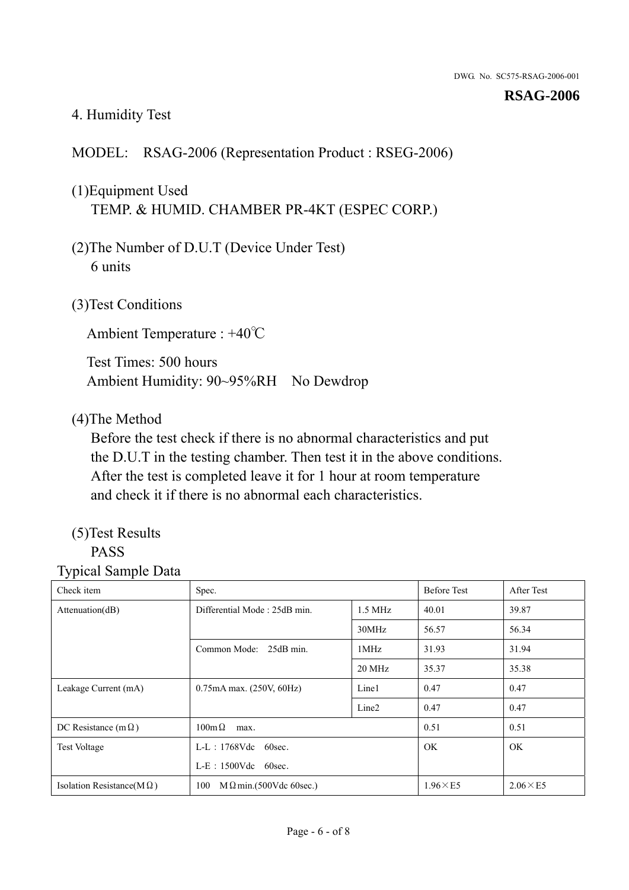## 4. Humidity Test

MODEL: RSAG-2006 (Representation Product : RSEG-2006)

(1)Equipment Used
TEMP. & HUMID. CHAMBER PR-4KT (ESPEC CORP.)

(2)The Number of D.U.T (Device Under Test)
6 units

(3)Test Conditions

Ambient Temperature : +40℃

Test Times: 500 hours
Ambient Humidity: 90~95%RH No Dewdrop

(4)The Method
Before the test check if there is no abnormal characteristics and put the D.U.T in the testing chamber. Then test it in the above conditions. After the test is completed leave it for 1 hour at room temperature and check it if there is no abnormal each characteristics.

(5)Test Results
PASS

Typical Sample Data

| Check item | Spec. | | Before Test | After Test |
|---|---|---|---|---|
| Attenuation(dB) | Differential Mode : 25dB min. | 1.5 MHz | 40.01 | 39.87 |
| | | 30MHz | 56.57 | 56.34 |
| | Common Mode: 25dB min. | 1MHz | 31.93 | 31.94 |
| | | 20 MHz | 35.37 | 35.38 |
| Leakage Current (mA) | 0.75mA max. (250V, 60Hz) | Line1 | 0.47 | 0.47 |
| | | Line2 | 0.47 | 0.47 |
| DC Resistance (mΩ) | 100mΩ max. | | 0.51 | 0.51 |
| Test Voltage | L-L：1768Vdc 60sec.<br>L-E：1500Vdc 60sec. | | OK | OK |
| Isolation Resistance(MΩ) | 100 MΩmin.(500Vdc 60sec.) | | 1.96×E5 | 2.06×E5 |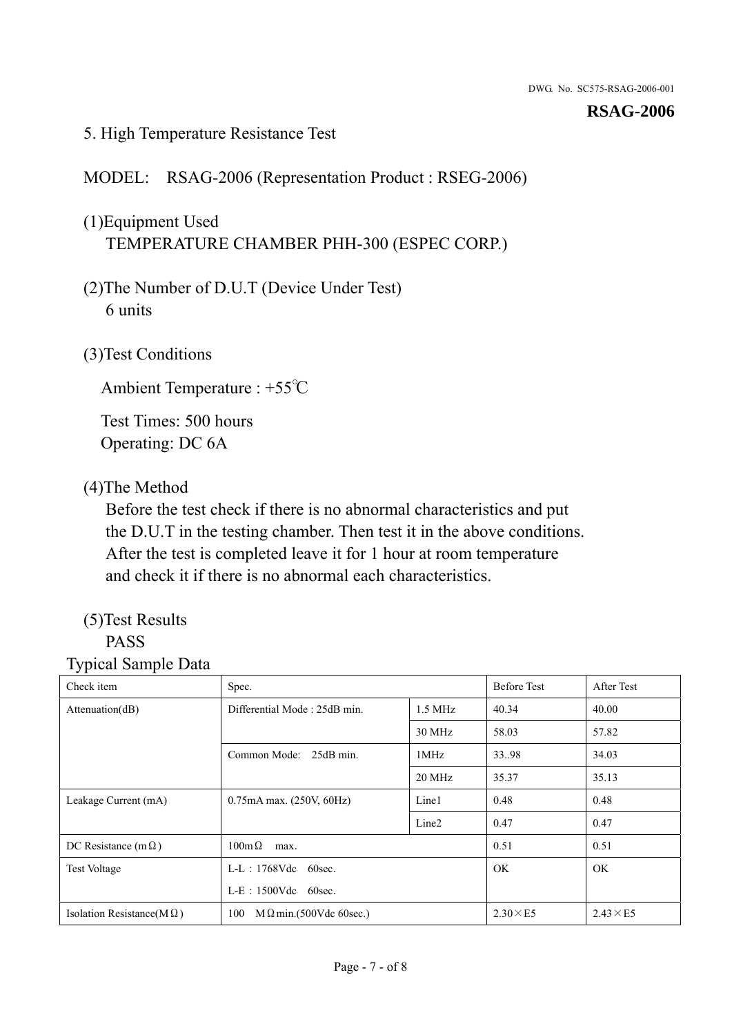DWG. No. SC575-RSAG-2006-001

**RSAG-2006**

5. High Temperature Resistance Test

MODEL: RSAG-2006 (Representation Product : RSEG-2006)

(1)Equipment Used
TEMPERATURE CHAMBER PHH-300 (ESPEC CORP.)

(2)The Number of D.U.T (Device Under Test)
6 units

(3)Test Conditions

Ambient Temperature : +55℃

Test Times: 500 hours
Operating: DC 6A

(4)The Method
Before the test check if there is no abnormal characteristics and put the D.U.T in the testing chamber. Then test it in the above conditions. After the test is completed leave it for 1 hour at room temperature and check it if there is no abnormal each characteristics.

(5)Test Results
PASS

Typical Sample Data

| Check item | Spec. | | Before Test | After Test |
|---|---|---|---|---|
| Attenuation(dB) | Differential Mode : 25dB min. | 1.5 MHz | 40.34 | 40.00 |
| | | 30 MHz | 58.03 | 57.82 |
| | Common Mode: 25dB min. | 1MHz | 33..98 | 34.03 |
| | | 20 MHz | 35.37 | 35.13 |
| Leakage Current (mA) | 0.75mA max. (250V, 60Hz) | Line1 | 0.48 | 0.48 |
| | | Line2 | 0.47 | 0.47 |
| DC Resistance (mΩ) | 100mΩ max. | | 0.51 | 0.51 |
| Test Voltage | L-L：1768Vdc 60sec.<br>L-E：1500Vdc 60sec. | | OK | OK |
| Isolation Resistance(MΩ) | 100 MΩmin.(500Vdc 60sec.) | | 2.30×E5 | 2.43×E5 |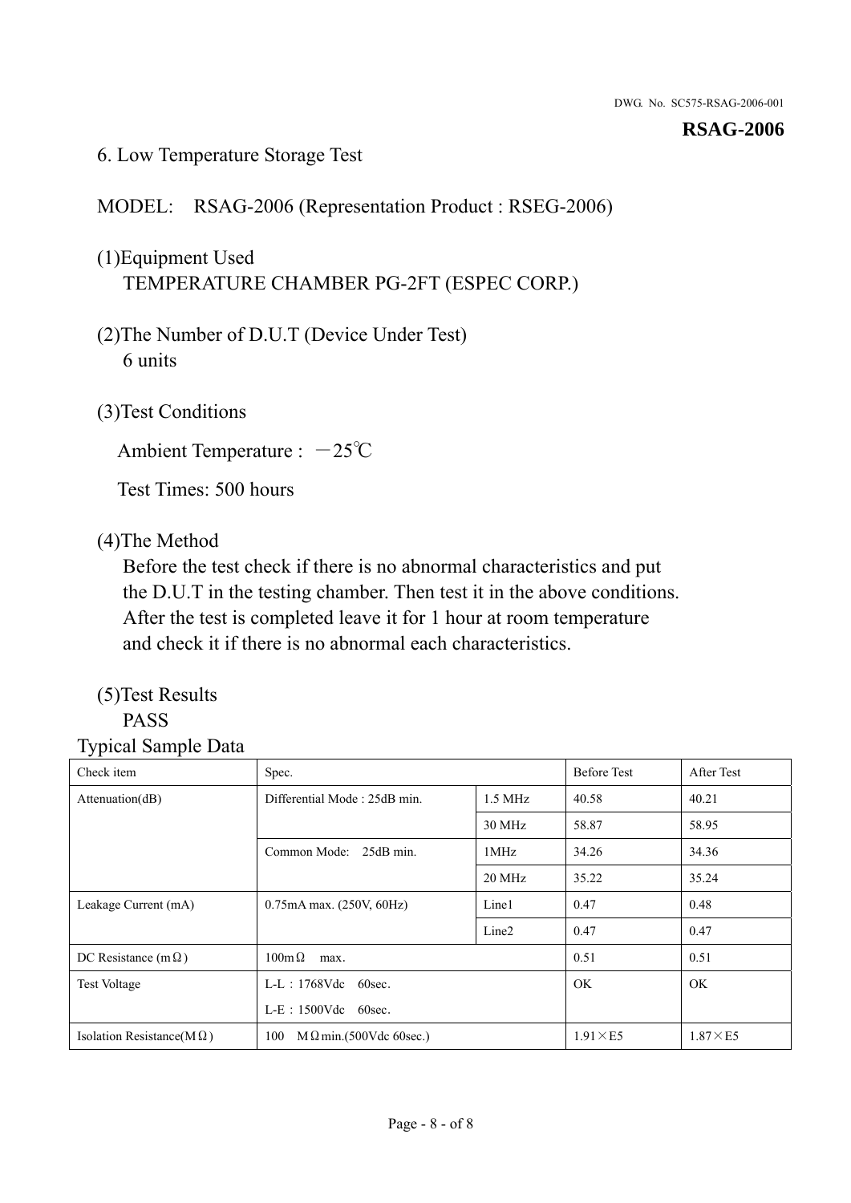DWG. No. SC575-RSAG-2006-001

**RSAG-2006**

## 6. Low Temperature Storage Test

MODEL: RSAG-2006 (Representation Product : RSEG-2006)

(1)Equipment Used
TEMPERATURE CHAMBER PG-2FT (ESPEC CORP.)

(2)The Number of D.U.T (Device Under Test)
6 units

(3)Test Conditions

Ambient Temperature : －25℃

Test Times: 500 hours

(4)The Method
Before the test check if there is no abnormal characteristics and put the D.U.T in the testing chamber. Then test it in the above conditions. After the test is completed leave it for 1 hour at room temperature and check it if there is no abnormal each characteristics.

(5)Test Results
PASS

Typical Sample Data

| Check item | Spec. | | Before Test | After Test |
|---|---|---|---|---|
| Attenuation(dB) | Differential Mode : 25dB min. | 1.5 MHz | 40.58 | 40.21 |
| | | 30 MHz | 58.87 | 58.95 |
| | Common Mode: 25dB min. | 1MHz | 34.26 | 34.36 |
| | | 20 MHz | 35.22 | 35.24 |
| Leakage Current (mA) | 0.75mA max. (250V, 60Hz) | Line1 | 0.47 | 0.48 |
| | | Line2 | 0.47 | 0.47 |
| DC Resistance (mΩ) | 100mΩ max. | | 0.51 | 0.51 |
| Test Voltage | L-L：1768Vdc 60sec.<br>L-E：1500Vdc 60sec. | | OK | OK |
| Isolation Resistance(MΩ) | 100 MΩmin.(500Vdc 60sec.) | | 1.91×E5 | 1.87×E5 |